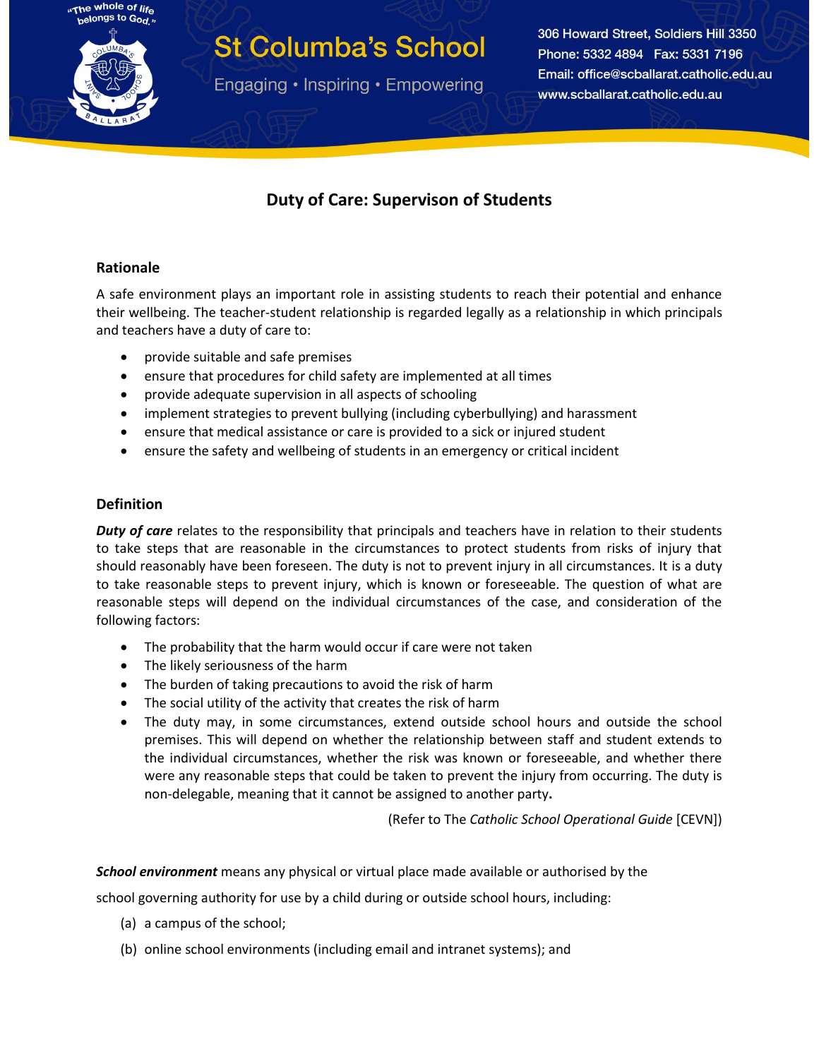"The whole of life belongs to God."

# St Columba's School

Engaging • Inspiring • Empowering

306 Howard Street, Soldiers Hill 3350
Phone: 5332 4894 Fax: 5331 7196
Email: office@scballarat.catholic.edu.au
www.scballarat.catholic.edu.au

## Duty of Care: Supervison of Students

### Rationale

A safe environment plays an important role in assisting students to reach their potential and enhance their wellbeing. The teacher-student relationship is regarded legally as a relationship in which principals and teachers have a duty of care to:

- provide suitable and safe premises
- ensure that procedures for child safety are implemented at all times
- provide adequate supervision in all aspects of schooling
- implement strategies to prevent bullying (including cyberbullying) and harassment
- ensure that medical assistance or care is provided to a sick or injured student
- ensure the safety and wellbeing of students in an emergency or critical incident

### Definition

***Duty of care*** relates to the responsibility that principals and teachers have in relation to their students to take steps that are reasonable in the circumstances to protect students from risks of injury that should reasonably have been foreseen. The duty is not to prevent injury in all circumstances. It is a duty to take reasonable steps to prevent injury, which is known or foreseeable. The question of what are reasonable steps will depend on the individual circumstances of the case, and consideration of the following factors:

- The probability that the harm would occur if care were not taken
- The likely seriousness of the harm
- The burden of taking precautions to avoid the risk of harm
- The social utility of the activity that creates the risk of harm
- The duty may, in some circumstances, extend outside school hours and outside the school premises. This will depend on whether the relationship between staff and student extends to the individual circumstances, whether the risk was known or foreseeable, and whether there were any reasonable steps that could be taken to prevent the injury from occurring. The duty is non-delegable, meaning that it cannot be assigned to another party**.**

(Refer to The *Catholic School Operational Guide* [CEVN])

***School environment*** means any physical or virtual place made available or authorised by the school governing authority for use by a child during or outside school hours, including:

(a) a campus of the school;

(b) online school environments (including email and intranet systems); and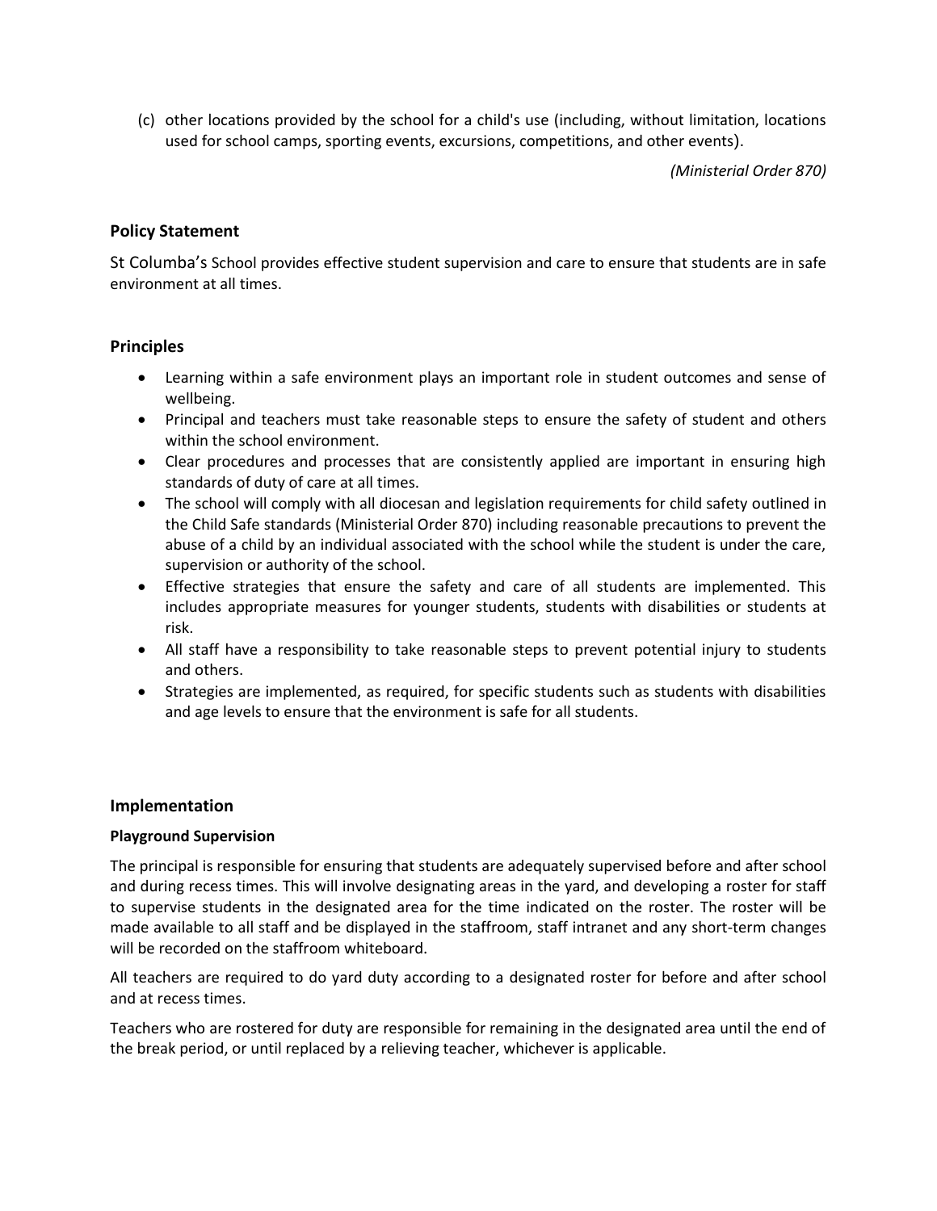(c) other locations provided by the school for a child's use (including, without limitation, locations used for school camps, sporting events, excursions, competitions, and other events).

*(Ministerial Order 870)*

## Policy Statement

St Columba's School provides effective student supervision and care to ensure that students are in safe environment at all times.

## Principles

- Learning within a safe environment plays an important role in student outcomes and sense of wellbeing.
- Principal and teachers must take reasonable steps to ensure the safety of student and others within the school environment.
- Clear procedures and processes that are consistently applied are important in ensuring high standards of duty of care at all times.
- The school will comply with all diocesan and legislation requirements for child safety outlined in the Child Safe standards (Ministerial Order 870) including reasonable precautions to prevent the abuse of a child by an individual associated with the school while the student is under the care, supervision or authority of the school.
- Effective strategies that ensure the safety and care of all students are implemented. This includes appropriate measures for younger students, students with disabilities or students at risk.
- All staff have a responsibility to take reasonable steps to prevent potential injury to students and others.
- Strategies are implemented, as required, for specific students such as students with disabilities and age levels to ensure that the environment is safe for all students.

## Implementation

### Playground Supervision

The principal is responsible for ensuring that students are adequately supervised before and after school and during recess times. This will involve designating areas in the yard, and developing a roster for staff to supervise students in the designated area for the time indicated on the roster. The roster will be made available to all staff and be displayed in the staffroom, staff intranet and any short-term changes will be recorded on the staffroom whiteboard.

All teachers are required to do yard duty according to a designated roster for before and after school and at recess times.

Teachers who are rostered for duty are responsible for remaining in the designated area until the end of the break period, or until replaced by a relieving teacher, whichever is applicable.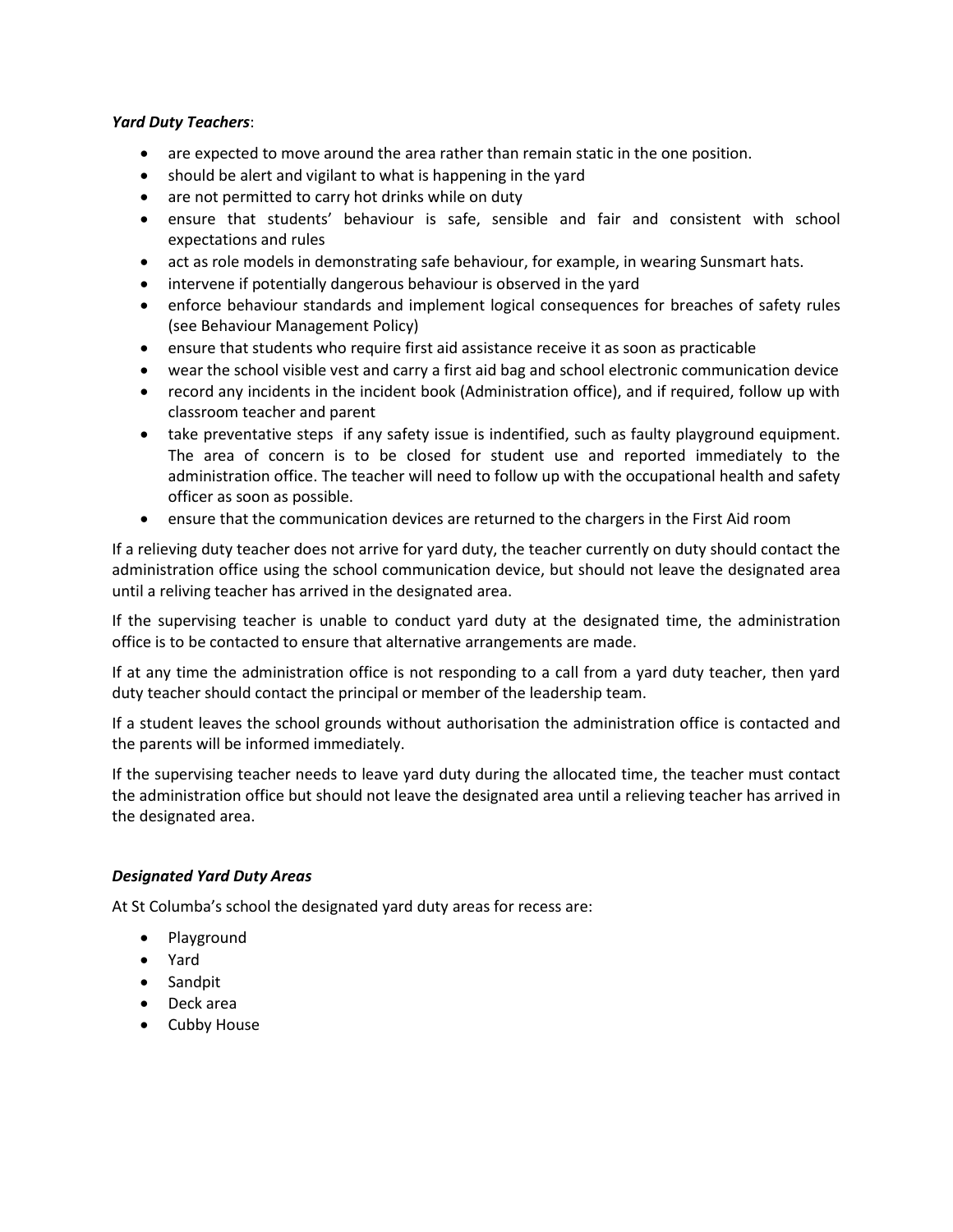***Yard Duty Teachers***:

- are expected to move around the area rather than remain static in the one position.
- should be alert and vigilant to what is happening in the yard
- are not permitted to carry hot drinks while on duty
- ensure that students' behaviour is safe, sensible and fair and consistent with school expectations and rules
- act as role models in demonstrating safe behaviour, for example, in wearing Sunsmart hats.
- intervene if potentially dangerous behaviour is observed in the yard
- enforce behaviour standards and implement logical consequences for breaches of safety rules (see Behaviour Management Policy)
- ensure that students who require first aid assistance receive it as soon as practicable
- wear the school visible vest and carry a first aid bag and school electronic communication device
- record any incidents in the incident book (Administration office), and if required, follow up with classroom teacher and parent
- take preventative steps if any safety issue is indentified, such as faulty playground equipment. The area of concern is to be closed for student use and reported immediately to the administration office. The teacher will need to follow up with the occupational health and safety officer as soon as possible.
- ensure that the communication devices are returned to the chargers in the First Aid room

If a relieving duty teacher does not arrive for yard duty, the teacher currently on duty should contact the administration office using the school communication device, but should not leave the designated area until a reliving teacher has arrived in the designated area.

If the supervising teacher is unable to conduct yard duty at the designated time, the administration office is to be contacted to ensure that alternative arrangements are made.

If at any time the administration office is not responding to a call from a yard duty teacher, then yard duty teacher should contact the principal or member of the leadership team.

If a student leaves the school grounds without authorisation the administration office is contacted and the parents will be informed immediately.

If the supervising teacher needs to leave yard duty during the allocated time, the teacher must contact the administration office but should not leave the designated area until a relieving teacher has arrived in the designated area.

***Designated Yard Duty Areas***

At St Columba's school the designated yard duty areas for recess are:

- Playground
- Yard
- Sandpit
- Deck area
- Cubby House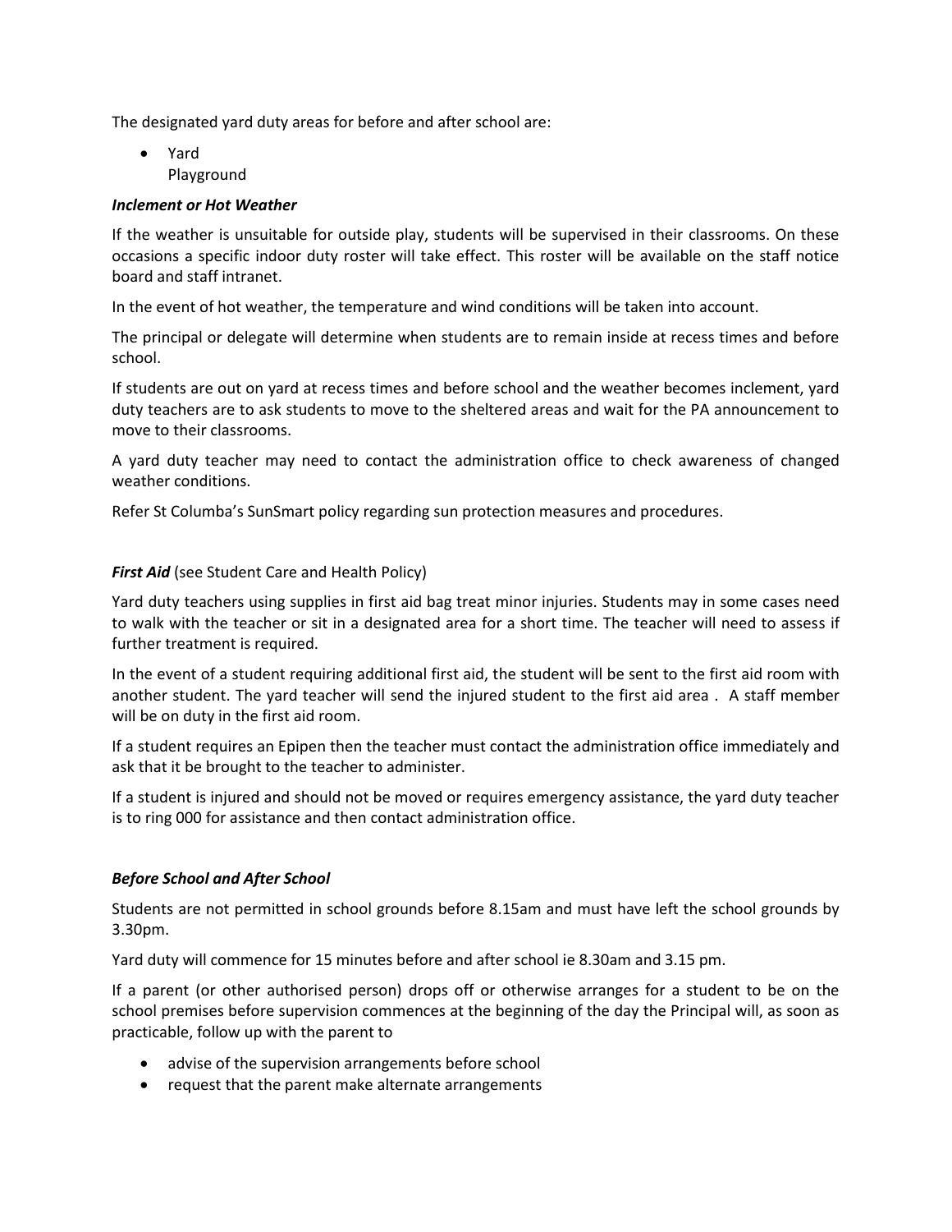The designated yard duty areas for before and after school are:

- Yard
  Playground

***Inclement or Hot Weather***

If the weather is unsuitable for outside play, students will be supervised in their classrooms. On these occasions a specific indoor duty roster will take effect. This roster will be available on the staff notice board and staff intranet.

In the event of hot weather, the temperature and wind conditions will be taken into account.

The principal or delegate will determine when students are to remain inside at recess times and before school.

If students are out on yard at recess times and before school and the weather becomes inclement, yard duty teachers are to ask students to move to the sheltered areas and wait for the PA announcement to move to their classrooms.

A yard duty teacher may need to contact the administration office to check awareness of changed weather conditions.

Refer St Columba's SunSmart policy regarding sun protection measures and procedures.

***First Aid*** (see Student Care and Health Policy)

Yard duty teachers using supplies in first aid bag treat minor injuries. Students may in some cases need to walk with the teacher or sit in a designated area for a short time. The teacher will need to assess if further treatment is required.

In the event of a student requiring additional first aid, the student will be sent to the first aid room with another student. The yard teacher will send the injured student to the first aid area . A staff member will be on duty in the first aid room.

If a student requires an Epipen then the teacher must contact the administration office immediately and ask that it be brought to the teacher to administer.

If a student is injured and should not be moved or requires emergency assistance, the yard duty teacher is to ring 000 for assistance and then contact administration office.

***Before School and After School***

Students are not permitted in school grounds before 8.15am and must have left the school grounds by 3.30pm.

Yard duty will commence for 15 minutes before and after school ie 8.30am and 3.15 pm.

If a parent (or other authorised person) drops off or otherwise arranges for a student to be on the school premises before supervision commences at the beginning of the day the Principal will, as soon as practicable, follow up with the parent to

- advise of the supervision arrangements before school
- request that the parent make alternate arrangements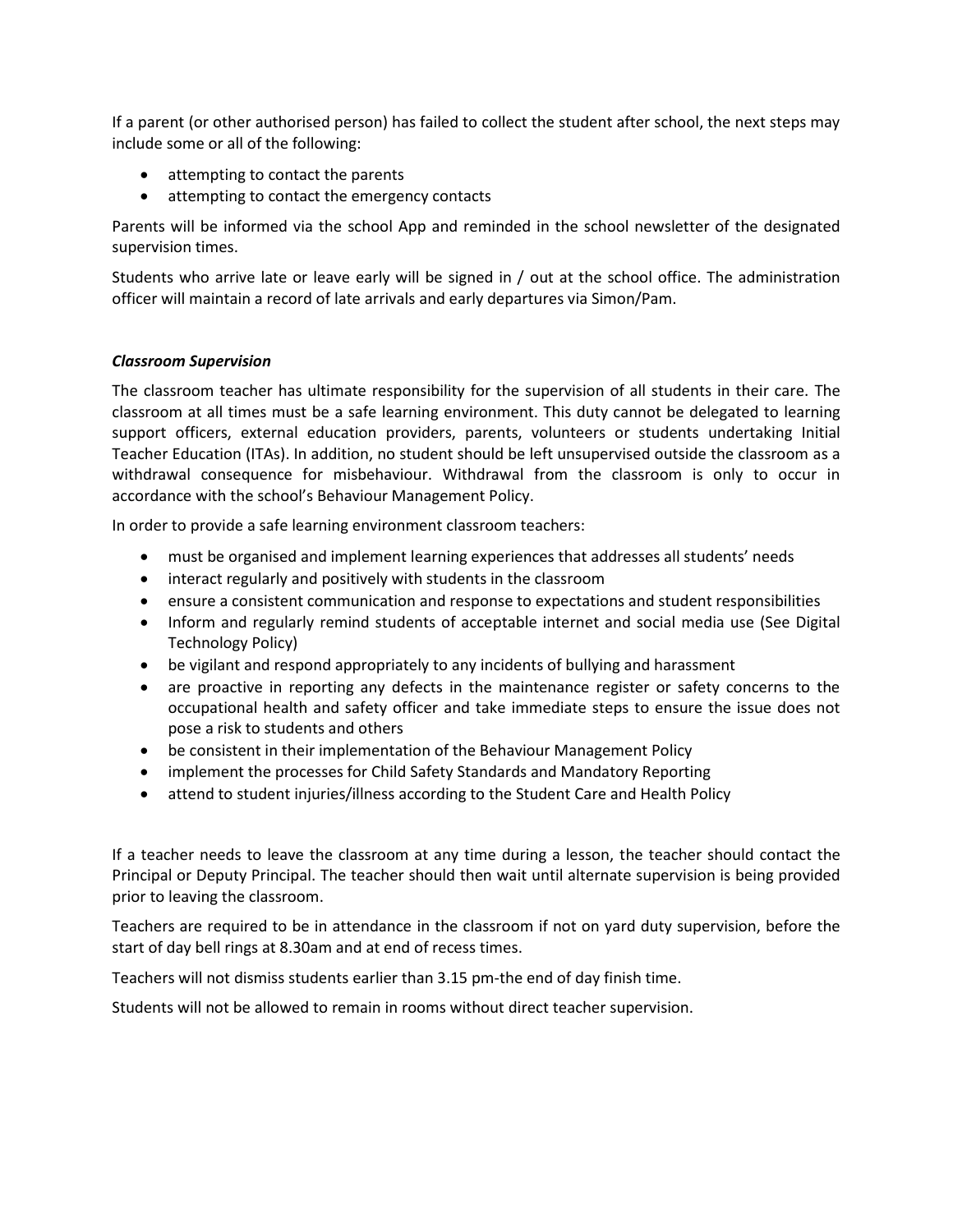If a parent (or other authorised person) has failed to collect the student after school, the next steps may include some or all of the following:

- attempting to contact the parents
- attempting to contact the emergency contacts

Parents will be informed via the school App and reminded in the school newsletter of the designated supervision times.

Students who arrive late or leave early will be signed in / out at the school office. The administration officer will maintain a record of late arrivals and early departures via Simon/Pam.

***Classroom Supervision***

The classroom teacher has ultimate responsibility for the supervision of all students in their care. The classroom at all times must be a safe learning environment. This duty cannot be delegated to learning support officers, external education providers, parents, volunteers or students undertaking Initial Teacher Education (ITAs). In addition, no student should be left unsupervised outside the classroom as a withdrawal consequence for misbehaviour. Withdrawal from the classroom is only to occur in accordance with the school's Behaviour Management Policy.

In order to provide a safe learning environment classroom teachers:

- must be organised and implement learning experiences that addresses all students' needs
- interact regularly and positively with students in the classroom
- ensure a consistent communication and response to expectations and student responsibilities
- Inform and regularly remind students of acceptable internet and social media use (See Digital Technology Policy)
- be vigilant and respond appropriately to any incidents of bullying and harassment
- are proactive in reporting any defects in the maintenance register or safety concerns to the occupational health and safety officer and take immediate steps to ensure the issue does not pose a risk to students and others
- be consistent in their implementation of the Behaviour Management Policy
- implement the processes for Child Safety Standards and Mandatory Reporting
- attend to student injuries/illness according to the Student Care and Health Policy

If a teacher needs to leave the classroom at any time during a lesson, the teacher should contact the Principal or Deputy Principal. The teacher should then wait until alternate supervision is being provided prior to leaving the classroom.

Teachers are required to be in attendance in the classroom if not on yard duty supervision, before the start of day bell rings at 8.30am and at end of recess times.

Teachers will not dismiss students earlier than 3.15 pm-the end of day finish time.

Students will not be allowed to remain in rooms without direct teacher supervision.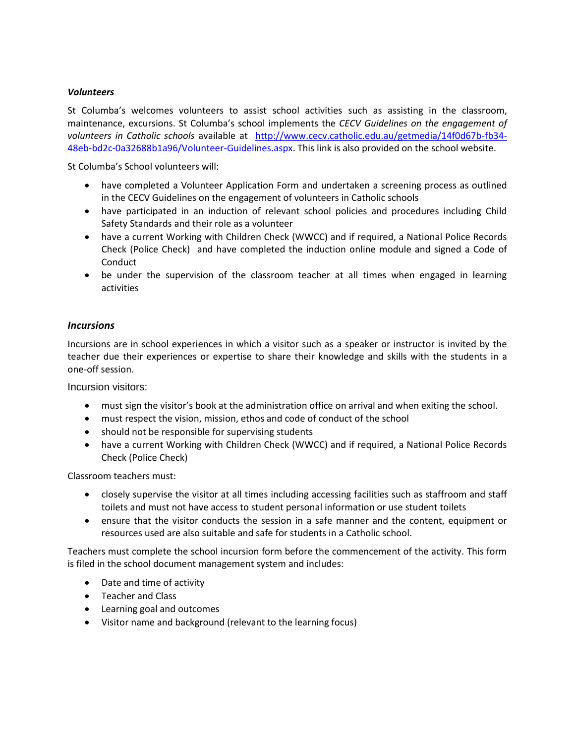### *Volunteers*

St Columba's welcomes volunteers to assist school activities such as assisting in the classroom, maintenance, excursions. St Columba's school implements the *CECV Guidelines on the engagement of volunteers in Catholic schools* available at [http://www.cecv.catholic.edu.au/getmedia/14f0d67b-fb34-48eb-bd2c-0a32688b1a96/Volunteer-Guidelines.aspx](http://www.cecv.catholic.edu.au/getmedia/14f0d67b-fb34-48eb-bd2c-0a32688b1a96/Volunteer-Guidelines.aspx). This link is also provided on the school website.

St Columba's School volunteers will:

- have completed a Volunteer Application Form and undertaken a screening process as outlined in the CECV Guidelines on the engagement of volunteers in Catholic schools
- have participated in an induction of relevant school policies and procedures including Child Safety Standards and their role as a volunteer
- have a current Working with Children Check (WWCC) and if required, a National Police Records Check (Police Check) and have completed the induction online module and signed a Code of Conduct
- be under the supervision of the classroom teacher at all times when engaged in learning activities

### *Incursions*

Incursions are in school experiences in which a visitor such as a speaker or instructor is invited by the teacher due their experiences or expertise to share their knowledge and skills with the students in a one-off session.

Incursion visitors:

- must sign the visitor's book at the administration office on arrival and when exiting the school.
- must respect the vision, mission, ethos and code of conduct of the school
- should not be responsible for supervising students
- have a current Working with Children Check (WWCC) and if required, a National Police Records Check (Police Check)

Classroom teachers must:

- closely supervise the visitor at all times including accessing facilities such as staffroom and staff toilets and must not have access to student personal information or use student toilets
- ensure that the visitor conducts the session in a safe manner and the content, equipment or resources used are also suitable and safe for students in a Catholic school.

Teachers must complete the school incursion form before the commencement of the activity. This form is filed in the school document management system and includes:

- Date and time of activity
- Teacher and Class
- Learning goal and outcomes
- Visitor name and background (relevant to the learning focus)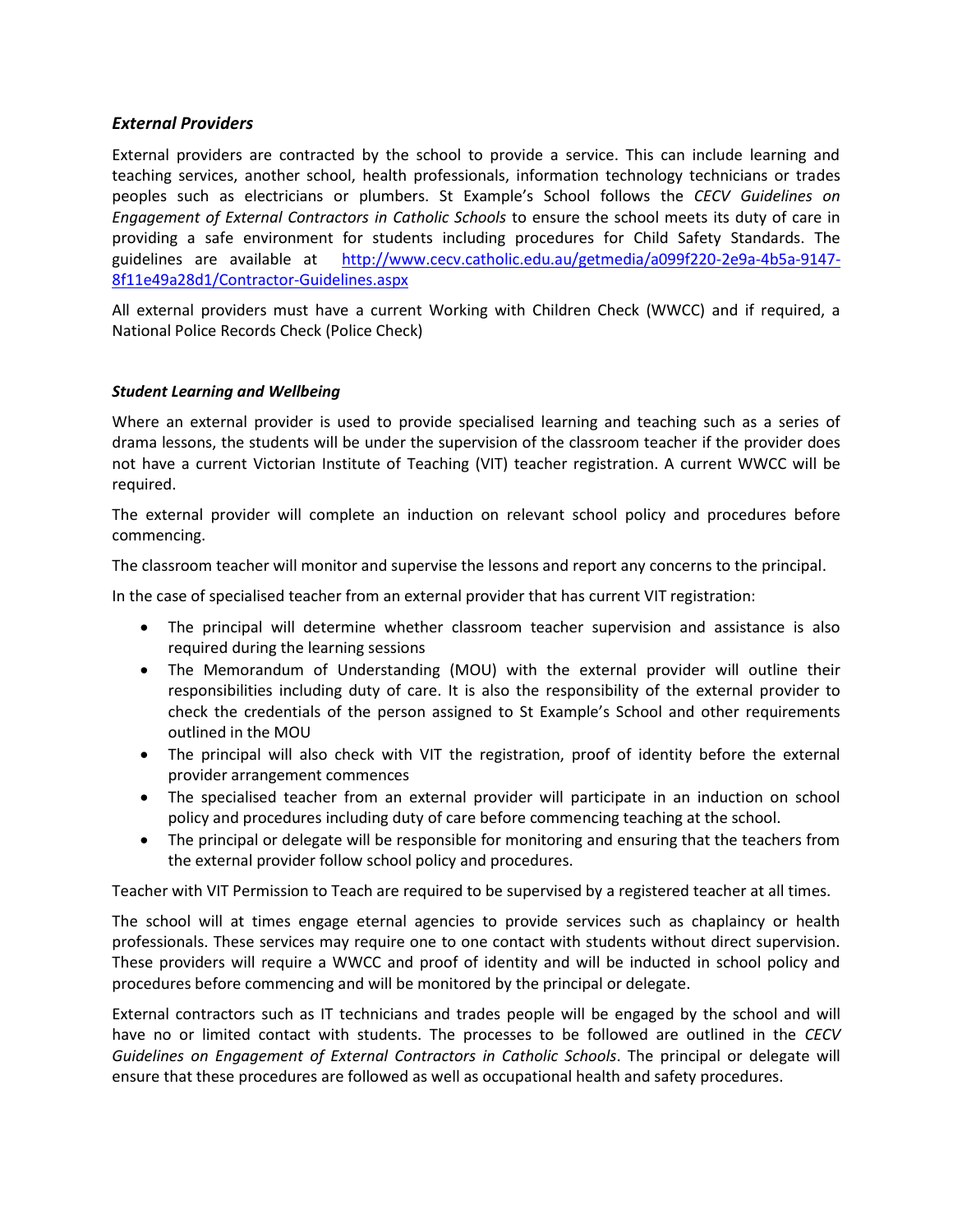### *External Providers*

External providers are contracted by the school to provide a service. This can include learning and teaching services, another school, health professionals, information technology technicians or trades peoples such as electricians or plumbers. St Example's School follows the *CECV Guidelines on Engagement of External Contractors in Catholic Schools* to ensure the school meets its duty of care in providing a safe environment for students including procedures for Child Safety Standards. The guidelines are available at [http://www.cecv.catholic.edu.au/getmedia/a099f220-2e9a-4b5a-9147-8f11e49a28d1/Contractor-Guidelines.aspx](http://www.cecv.catholic.edu.au/getmedia/a099f220-2e9a-4b5a-9147-8f11e49a28d1/Contractor-Guidelines.aspx)

All external providers must have a current Working with Children Check (WWCC) and if required, a National Police Records Check (Police Check)

#### *Student Learning and Wellbeing*

Where an external provider is used to provide specialised learning and teaching such as a series of drama lessons, the students will be under the supervision of the classroom teacher if the provider does not have a current Victorian Institute of Teaching (VIT) teacher registration. A current WWCC will be required.

The external provider will complete an induction on relevant school policy and procedures before commencing.

The classroom teacher will monitor and supervise the lessons and report any concerns to the principal.

In the case of specialised teacher from an external provider that has current VIT registration:

- The principal will determine whether classroom teacher supervision and assistance is also required during the learning sessions
- The Memorandum of Understanding (MOU) with the external provider will outline their responsibilities including duty of care. It is also the responsibility of the external provider to check the credentials of the person assigned to St Example's School and other requirements outlined in the MOU
- The principal will also check with VIT the registration, proof of identity before the external provider arrangement commences
- The specialised teacher from an external provider will participate in an induction on school policy and procedures including duty of care before commencing teaching at the school.
- The principal or delegate will be responsible for monitoring and ensuring that the teachers from the external provider follow school policy and procedures.

Teacher with VIT Permission to Teach are required to be supervised by a registered teacher at all times.

The school will at times engage eternal agencies to provide services such as chaplaincy or health professionals. These services may require one to one contact with students without direct supervision. These providers will require a WWCC and proof of identity and will be inducted in school policy and procedures before commencing and will be monitored by the principal or delegate.

External contractors such as IT technicians and trades people will be engaged by the school and will have no or limited contact with students. The processes to be followed are outlined in the *CECV Guidelines on Engagement of External Contractors in Catholic Schools*. The principal or delegate will ensure that these procedures are followed as well as occupational health and safety procedures.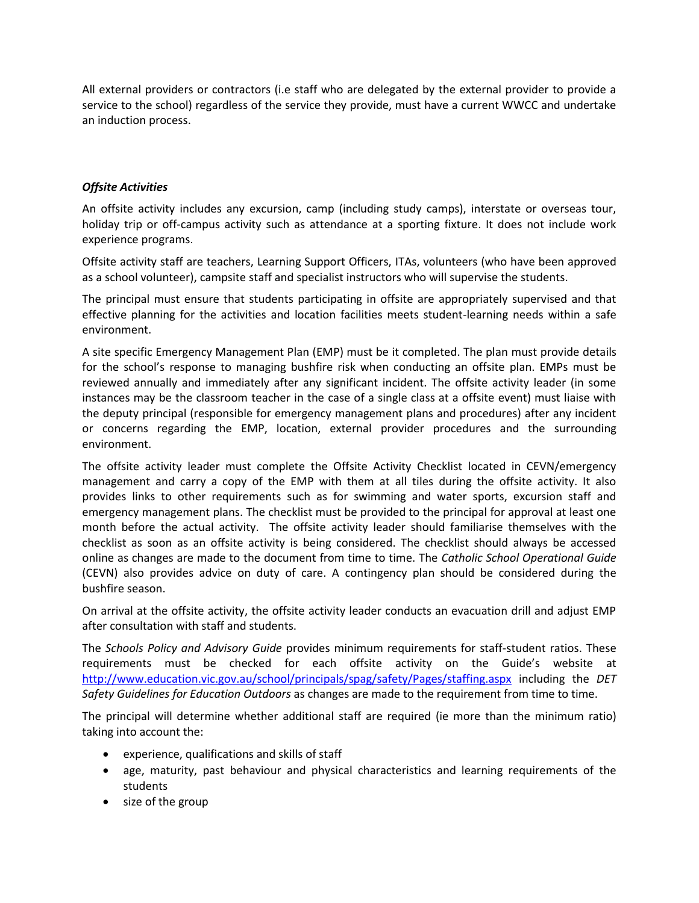All external providers or contractors (i.e staff who are delegated by the external provider to provide a service to the school) regardless of the service they provide, must have a current WWCC and undertake an induction process.

***Offsite Activities***

An offsite activity includes any excursion, camp (including study camps), interstate or overseas tour, holiday trip or off-campus activity such as attendance at a sporting fixture. It does not include work experience programs.

Offsite activity staff are teachers, Learning Support Officers, ITAs, volunteers (who have been approved as a school volunteer), campsite staff and specialist instructors who will supervise the students.

The principal must ensure that students participating in offsite are appropriately supervised and that effective planning for the activities and location facilities meets student-learning needs within a safe environment.

A site specific Emergency Management Plan (EMP) must be it completed. The plan must provide details for the school's response to managing bushfire risk when conducting an offsite plan. EMPs must be reviewed annually and immediately after any significant incident. The offsite activity leader (in some instances may be the classroom teacher in the case of a single class at a offsite event) must liaise with the deputy principal (responsible for emergency management plans and procedures) after any incident or concerns regarding the EMP, location, external provider procedures and the surrounding environment.

The offsite activity leader must complete the Offsite Activity Checklist located in CEVN/emergency management and carry a copy of the EMP with them at all tiles during the offsite activity. It also provides links to other requirements such as for swimming and water sports, excursion staff and emergency management plans. The checklist must be provided to the principal for approval at least one month before the actual activity. The offsite activity leader should familiarise themselves with the checklist as soon as an offsite activity is being considered. The checklist should always be accessed online as changes are made to the document from time to time. The *Catholic School Operational Guide* (CEVN) also provides advice on duty of care. A contingency plan should be considered during the bushfire season.

On arrival at the offsite activity, the offsite activity leader conducts an evacuation drill and adjust EMP after consultation with staff and students.

The *Schools Policy and Advisory Guide* provides minimum requirements for staff-student ratios. These requirements must be checked for each offsite activity on the Guide's website at [http://www.education.vic.gov.au/school/principals/spag/safety/Pages/staffing.aspx](http://www.education.vic.gov.au/school/principals/spag/safety/Pages/staffing.aspx) including the *DET Safety Guidelines for Education Outdoors* as changes are made to the requirement from time to time.

The principal will determine whether additional staff are required (ie more than the minimum ratio) taking into account the:

- experience, qualifications and skills of staff
- age, maturity, past behaviour and physical characteristics and learning requirements of the students
- size of the group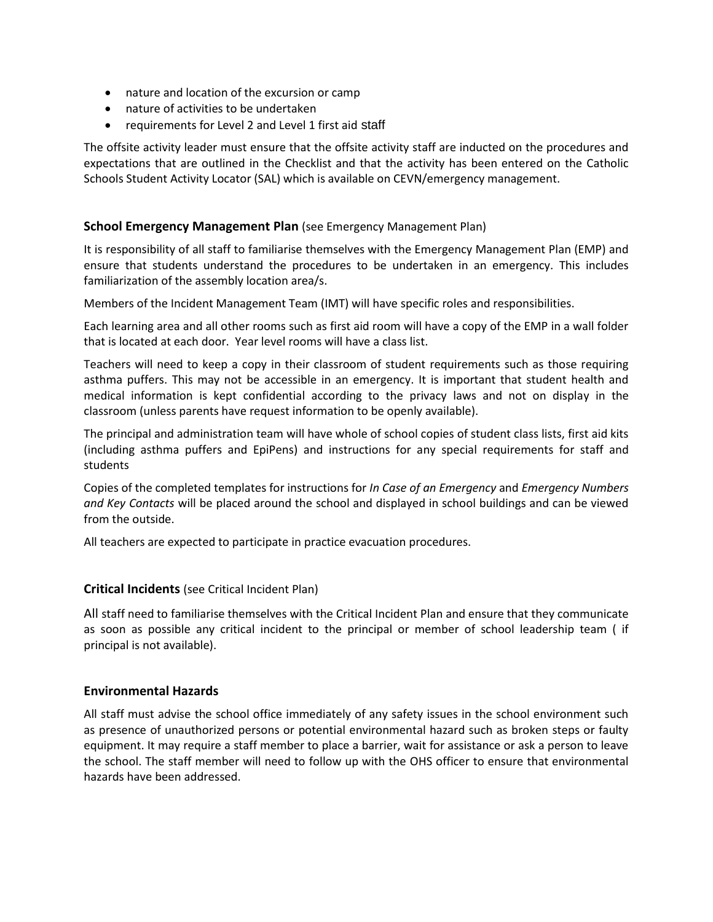- nature and location of the excursion or camp
- nature of activities to be undertaken
- requirements for Level 2 and Level 1 first aid staff

The offsite activity leader must ensure that the offsite activity staff are inducted on the procedures and expectations that are outlined in the Checklist and that the activity has been entered on the Catholic Schools Student Activity Locator (SAL) which is available on CEVN/emergency management.

### School Emergency Management Plan (see Emergency Management Plan)

It is responsibility of all staff to familiarise themselves with the Emergency Management Plan (EMP) and ensure that students understand the procedures to be undertaken in an emergency. This includes familiarization of the assembly location area/s.

Members of the Incident Management Team (IMT) will have specific roles and responsibilities.

Each learning area and all other rooms such as first aid room will have a copy of the EMP in a wall folder that is located at each door. Year level rooms will have a class list.

Teachers will need to keep a copy in their classroom of student requirements such as those requiring asthma puffers. This may not be accessible in an emergency. It is important that student health and medical information is kept confidential according to the privacy laws and not on display in the classroom (unless parents have request information to be openly available).

The principal and administration team will have whole of school copies of student class lists, first aid kits (including asthma puffers and EpiPens) and instructions for any special requirements for staff and students

Copies of the completed templates for instructions for *In Case of an Emergency* and *Emergency Numbers and Key Contacts* will be placed around the school and displayed in school buildings and can be viewed from the outside.

All teachers are expected to participate in practice evacuation procedures.

### Critical Incidents (see Critical Incident Plan)

All staff need to familiarise themselves with the Critical Incident Plan and ensure that they communicate as soon as possible any critical incident to the principal or member of school leadership team ( if principal is not available).

### Environmental Hazards

All staff must advise the school office immediately of any safety issues in the school environment such as presence of unauthorized persons or potential environmental hazard such as broken steps or faulty equipment. It may require a staff member to place a barrier, wait for assistance or ask a person to leave the school. The staff member will need to follow up with the OHS officer to ensure that environmental hazards have been addressed.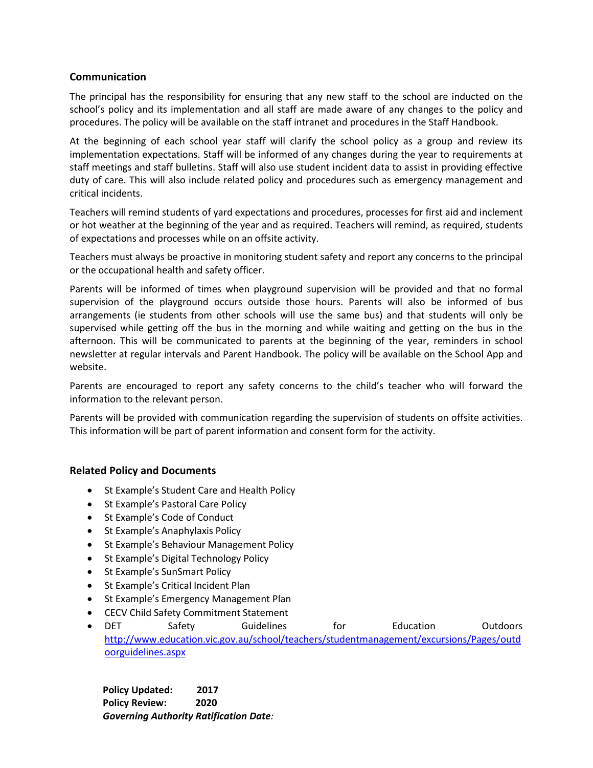### Communication

The principal has the responsibility for ensuring that any new staff to the school are inducted on the school's policy and its implementation and all staff are made aware of any changes to the policy and procedures. The policy will be available on the staff intranet and procedures in the Staff Handbook.

At the beginning of each school year staff will clarify the school policy as a group and review its implementation expectations. Staff will be informed of any changes during the year to requirements at staff meetings and staff bulletins. Staff will also use student incident data to assist in providing effective duty of care. This will also include related policy and procedures such as emergency management and critical incidents.

Teachers will remind students of yard expectations and procedures, processes for first aid and inclement or hot weather at the beginning of the year and as required. Teachers will remind, as required, students of expectations and processes while on an offsite activity.

Teachers must always be proactive in monitoring student safety and report any concerns to the principal or the occupational health and safety officer.

Parents will be informed of times when playground supervision will be provided and that no formal supervision of the playground occurs outside those hours. Parents will also be informed of bus arrangements (ie students from other schools will use the same bus) and that students will only be supervised while getting off the bus in the morning and while waiting and getting on the bus in the afternoon. This will be communicated to parents at the beginning of the year, reminders in school newsletter at regular intervals and Parent Handbook. The policy will be available on the School App and website.

Parents are encouraged to report any safety concerns to the child's teacher who will forward the information to the relevant person.

Parents will be provided with communication regarding the supervision of students on offsite activities. This information will be part of parent information and consent form for the activity.

### Related Policy and Documents

- St Example's Student Care and Health Policy
- St Example's Pastoral Care Policy
- St Example's Code of Conduct
- St Example's Anaphylaxis Policy
- St Example's Behaviour Management Policy
- St Example's Digital Technology Policy
- St Example's SunSmart Policy
- St Example's Critical Incident Plan
- St Example's Emergency Management Plan
- CECV Child Safety Commitment Statement
- DET Safety Guidelines for Education Outdoors http://www.education.vic.gov.au/school/teachers/studentmanagement/excursions/Pages/outdoorguidelines.aspx

**Policy Updated: 2017**
**Policy Review: 2020**
***Governing Authority Ratification Date:***